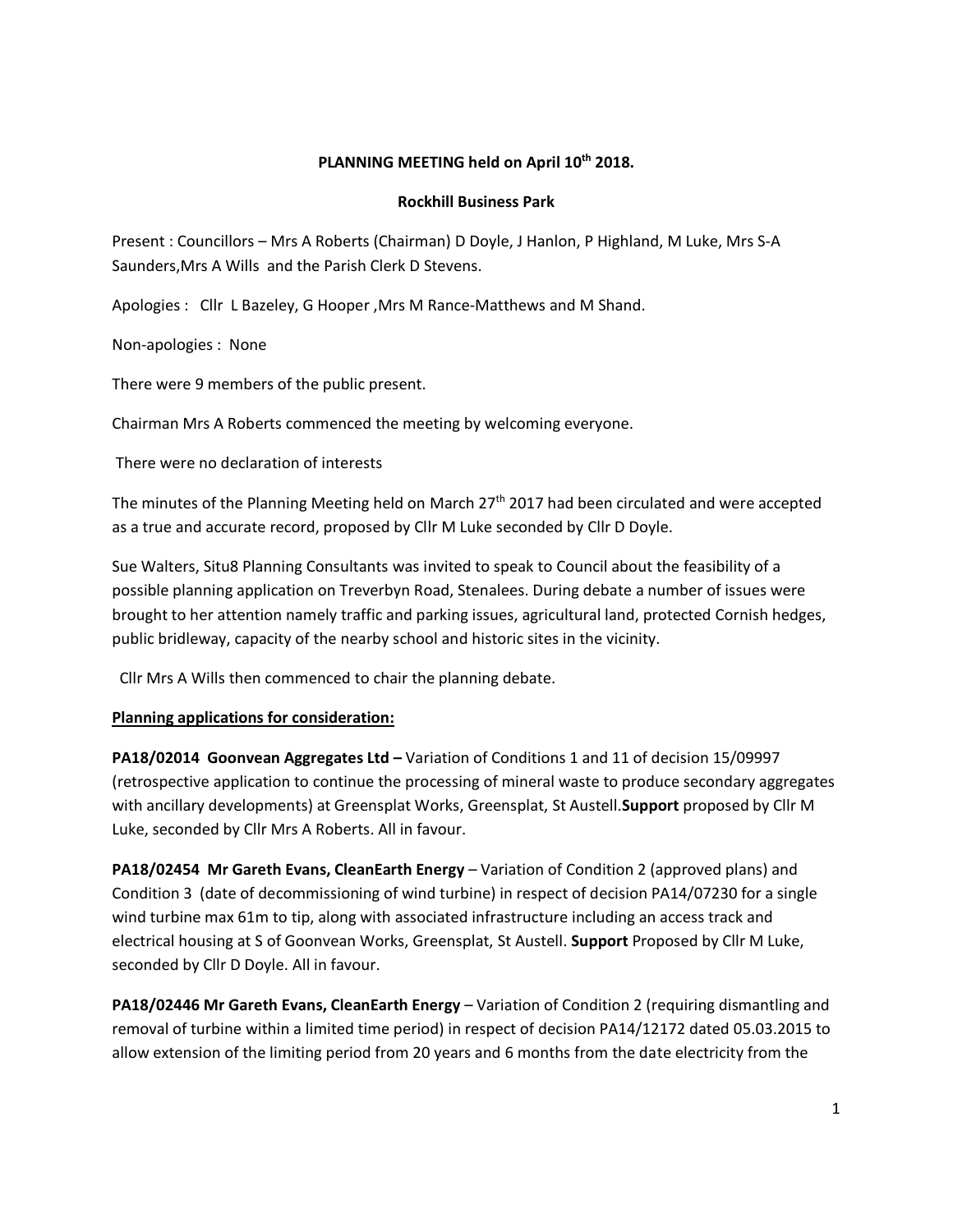**PLANNING MEETING held on April 10th 2018.**

**Rockhill Business Park**

Present : Councillors – Mrs A Roberts (Chairman) D Doyle, J Hanlon, P Highland, M Luke, Mrs S-A Saunders,Mrs A Wills and the Parish Clerk D Stevens.

Apologies : Cllr L Bazeley, G Hooper ,Mrs M Rance-Matthews and M Shand.

Non-apologies : None

There were 9 members of the public present.

Chairman Mrs A Roberts commenced the meeting by welcoming everyone.

There were no declaration of interests

The minutes of the Planning Meeting held on March 27th 2017 had been circulated and were accepted as a true and accurate record, proposed by Cllr M Luke seconded by Cllr D Doyle.

Sue Walters, Situ8 Planning Consultants was invited to speak to Council about the feasibility of a possible planning application on Treverbyn Road, Stenalees. During debate a number of issues were brought to her attention namely traffic and parking issues, agricultural land, protected Cornish hedges, public bridleway, capacity of the nearby school and historic sites in the vicinity.

Cllr Mrs A Wills then commenced to chair the planning debate.

**Planning applications for consideration:**

**PA18/02014 Goonvean Aggregates Ltd –** Variation of Conditions 1 and 11 of decision 15/09997 (retrospective application to continue the processing of mineral waste to produce secondary aggregates with ancillary developments) at Greensplat Works, Greensplat, St Austell.**Support** proposed by Cllr M Luke, seconded by Cllr Mrs A Roberts. All in favour.

**PA18/02454 Mr Gareth Evans, CleanEarth Energy** – Variation of Condition 2 (approved plans) and Condition 3 (date of decommissioning of wind turbine) in respect of decision PA14/07230 for a single wind turbine max 61m to tip, along with associated infrastructure including an access track and electrical housing at S of Goonvean Works, Greensplat, St Austell. **Support** Proposed by Cllr M Luke, seconded by Cllr D Doyle. All in favour.

**PA18/02446 Mr Gareth Evans, CleanEarth Energy** – Variation of Condition 2 (requiring dismantling and removal of turbine within a limited time period) in respect of decision PA14/12172 dated 05.03.2015 to allow extension of the limiting period from 20 years and 6 months from the date electricity from the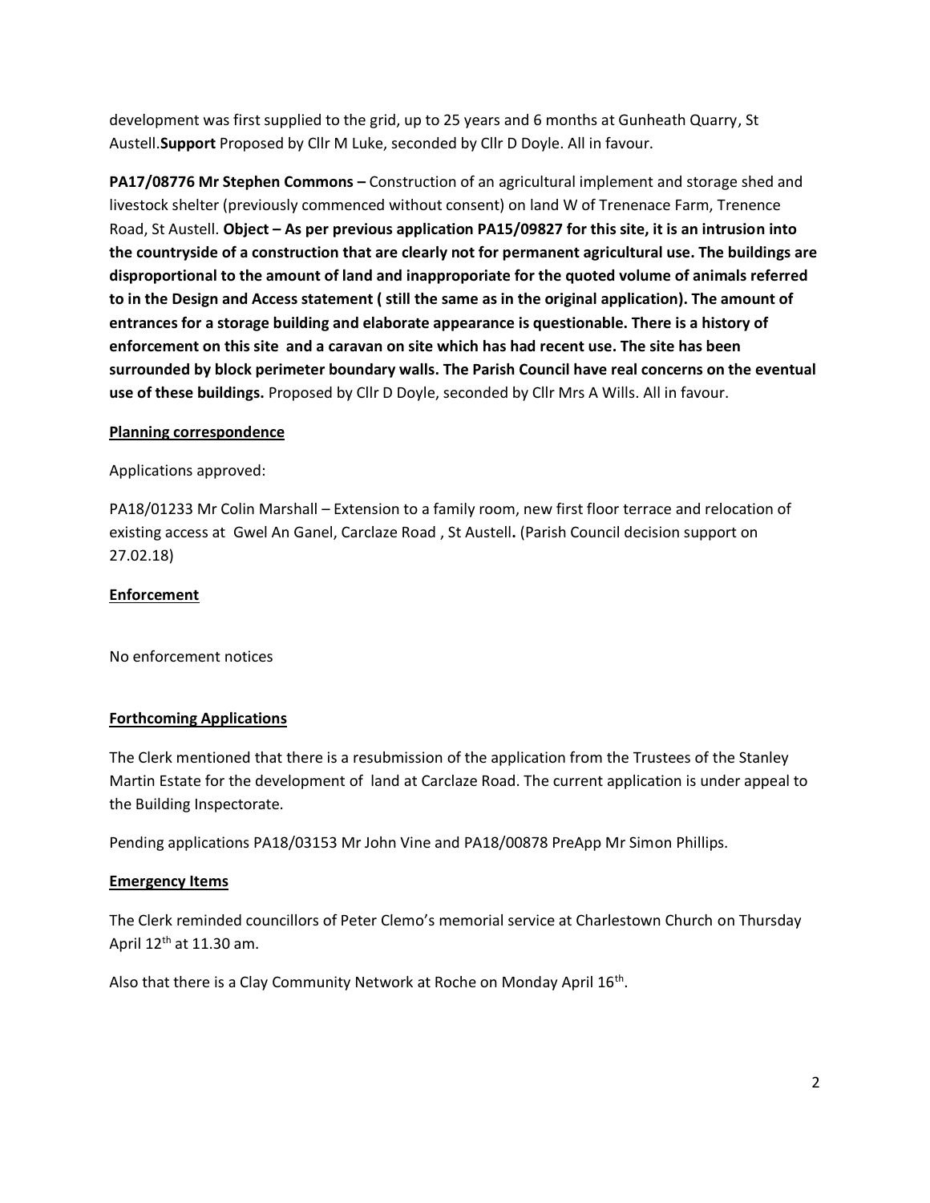development was first supplied to the grid, up to 25 years and 6 months at Gunheath Quarry, St Austell.**Support** Proposed by Cllr M Luke, seconded by Cllr D Doyle. All in favour.

**PA17/08776 Mr Stephen Commons –** Construction of an agricultural implement and storage shed and livestock shelter (previously commenced without consent) on land W of Trenenace Farm, Trenence Road, St Austell. **Object – As per previous application PA15/09827 for this site, it is an intrusion into the countryside of a construction that are clearly not for permanent agricultural use. The buildings are disproportional to the amount of land and inappropoiate for the quoted volume of animals referred to in the Design and Access statement ( still the same as in the original application). The amount of entrances for a storage building and elaborate appearance is questionable. There is a history of enforcement on this site and a caravan on site which has had recent use. The site has been surrounded by block perimeter boundary walls. The Parish Council have real concerns on the eventual use of these buildings.** Proposed by Cllr D Doyle, seconded by Cllr Mrs A Wills. All in favour.

**Planning correspondence**

Applications approved:

PA18/01233 Mr Colin Marshall – Extension to a family room, new first floor terrace and relocation of existing access at Gwel An Ganel, Carclaze Road , St Austell**.** (Parish Council decision support on 27.02.18)

**Enforcement**

No enforcement notices

**Forthcoming Applications**

The Clerk mentioned that there is a resubmission of the application from the Trustees of the Stanley Martin Estate for the development of land at Carclaze Road. The current application is under appeal to the Building Inspectorate.

Pending applications PA18/03153 Mr John Vine and PA18/00878 PreApp Mr Simon Phillips.

**Emergency Items**

The Clerk reminded councillors of Peter Clemo's memorial service at Charlestown Church on Thursday April 12th at 11.30 am.

Also that there is a Clay Community Network at Roche on Monday April 16th.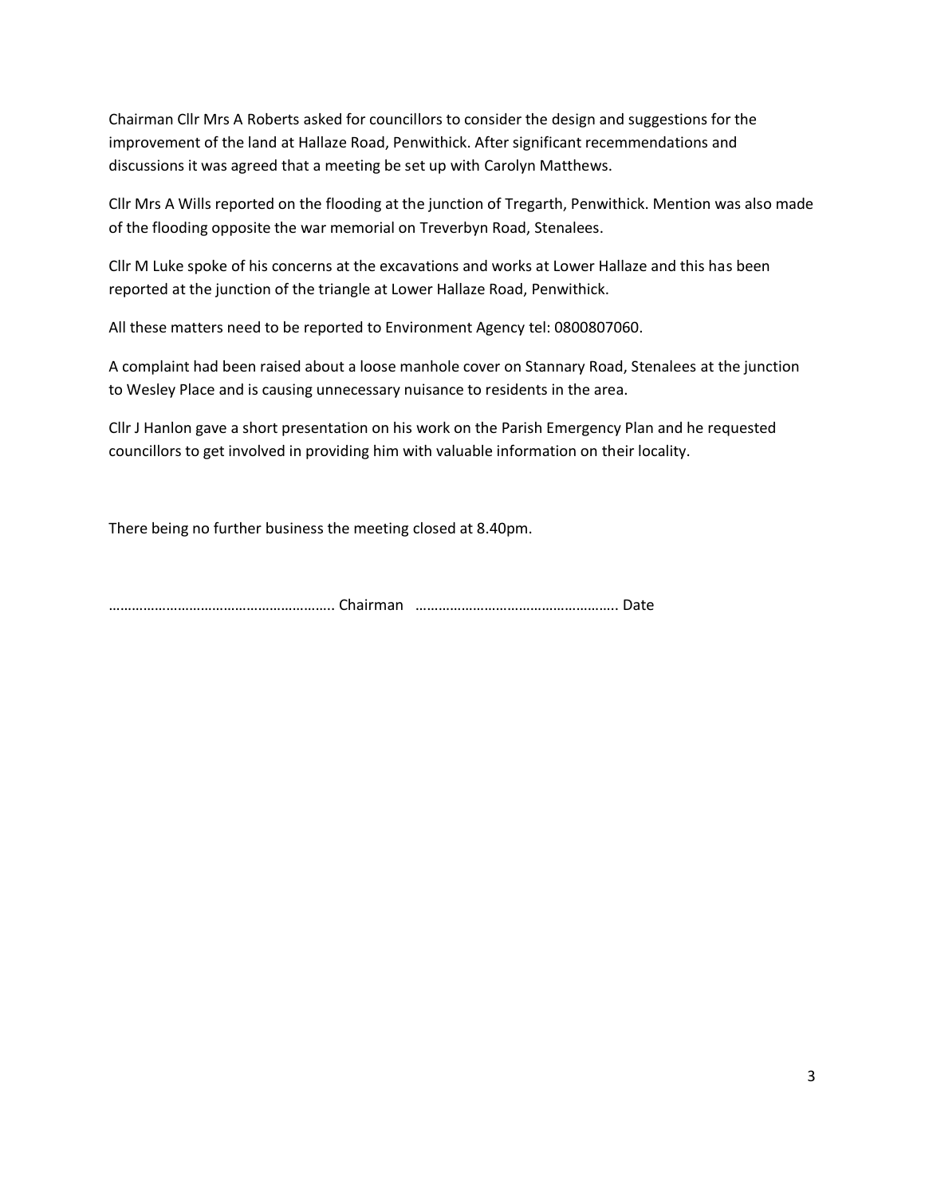Chairman Cllr Mrs A Roberts asked for councillors to consider the design and suggestions for the improvement of the land at Hallaze Road, Penwithick. After significant recommendations and discussions it was agreed that a meeting be set up with Carolyn Matthews.

Cllr Mrs A Wills reported on the flooding at the junction of Tregarth, Penwithick. Mention was also made of the flooding opposite the war memorial on Treverbyn Road, Stenalees.

Cllr M Luke spoke of his concerns at the excavations and works at Lower Hallaze and this has been reported at the junction of the triangle at Lower Hallaze Road, Penwithick.

All these matters need to be reported to Environment Agency tel: 0800807060.

A complaint had been raised about a loose manhole cover on Stannary Road, Stenalees at the junction to Wesley Place and is causing unnecessary nuisance to residents in the area.

Cllr J Hanlon gave a short presentation on his work on the Parish Emergency Plan and he requested councillors to get involved in providing him with valuable information on their locality.

There being no further business the meeting closed at 8.40pm.

………………………………………………….. Chairman ……………………………………………. Date